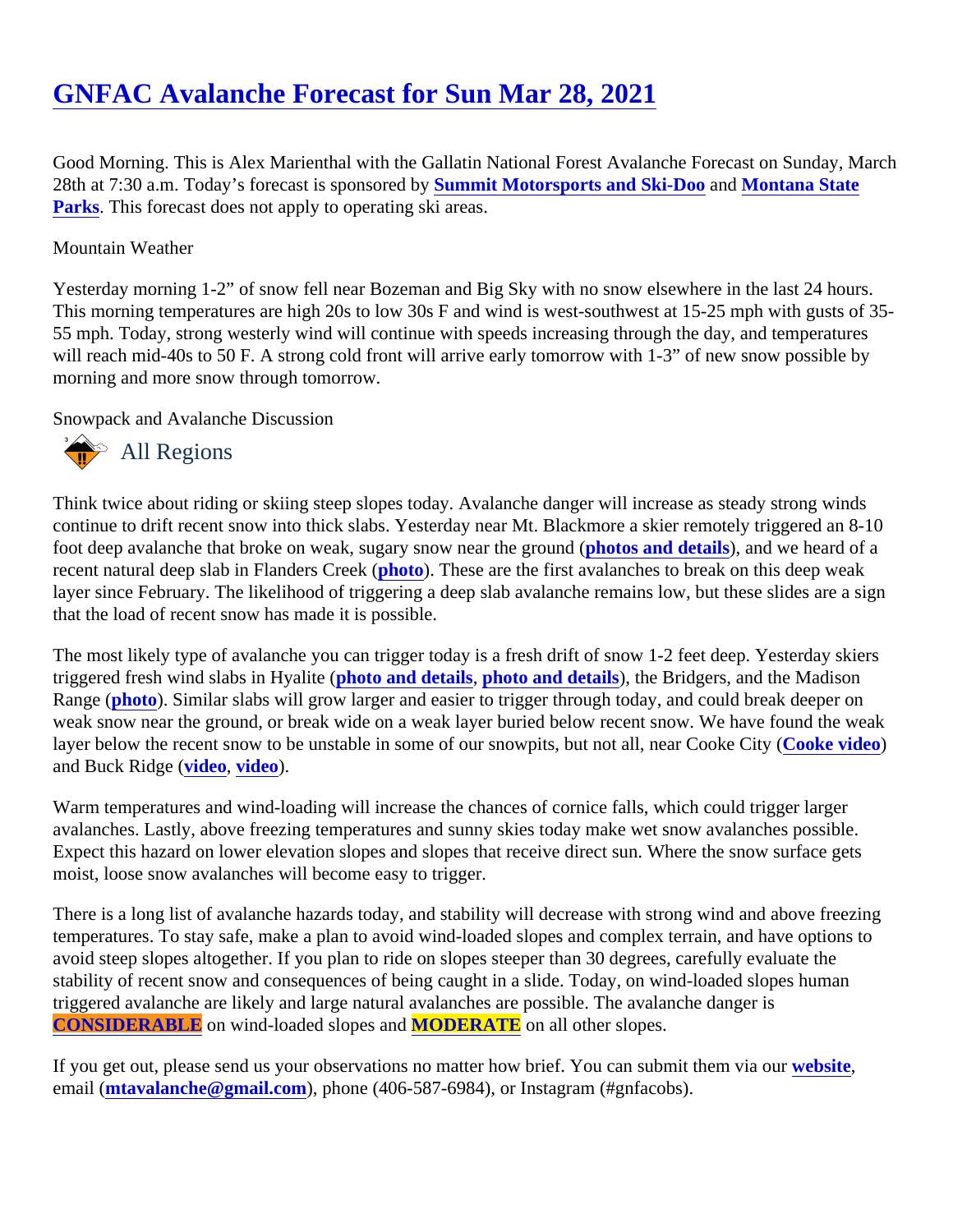# GNFAC Avalanche Forecast for Sun Mar 28, 2021

Good Morning. This is Alex Marienthal with the Gallatin National Forest Avalanche Forecast on Sunday, March 28th at 7:30 a.m. Today's forecast is sponsored by **Summit Motorsports and Ski-Doo** and **Montana State Parks**. This forecast does not apply to operating ski areas.

Mountain Weather

Yesterday morning 1-2" of snow fell near Bozeman and Big Sky with no snow elsewhere in the last 24 hours. This morning temperatures are high 20s to low 30s F and wind is west-southwest at 15-25 mph with gusts of 35-55 mph. Today, strong westerly wind will continue with speeds increasing through the day, and temperatures will reach mid-40s to 50 F. A strong cold front will arrive early tomorrow with 1-3" of new snow possible by morning and more snow through tomorrow.

Snowpack and Avalanche Discussion

## All Regions

Think twice about riding or skiing steep slopes today. Avalanche danger will increase as steady strong winds continue to drift recent snow into thick slabs. Yesterday near Mt. Blackmore a skier remotely triggered an 8-10 foot deep avalanche that broke on weak, sugary snow near the ground (**photos and details**), and we heard of a recent natural deep slab in Flanders Creek (**photo**). These are the first avalanches to break on this deep weak layer since February. The likelihood of triggering a deep slab avalanche remains low, but these slides are a sign that the load of recent snow has made it is possible.

The most likely type of avalanche you can trigger today is a fresh drift of snow 1-2 feet deep. Yesterday skiers triggered fresh wind slabs in Hyalite (**photo and details**, **photo and details**), the Bridgers, and the Madison Range (**photo**). Similar slabs will grow larger and easier to trigger through today, and could break deeper on weak snow near the ground, or break wide on a weak layer buried below recent snow. We have found the weak layer below the recent snow to be unstable in some of our snowpits, but not all, near Cooke City (**Cooke video**) and Buck Ridge (**video**, **video**).

Warm temperatures and wind-loading will increase the chances of cornice falls, which could trigger larger avalanches. Lastly, above freezing temperatures and sunny skies today make wet snow avalanches possible. Expect this hazard on lower elevation slopes and slopes that receive direct sun. Where the snow surface gets moist, loose snow avalanches will become easy to trigger.

There is a long list of avalanche hazards today, and stability will decrease with strong wind and above freezing temperatures. To stay safe, make a plan to avoid wind-loaded slopes and complex terrain, and have options to avoid steep slopes altogether. If you plan to ride on slopes steeper than 30 degrees, carefully evaluate the stability of recent snow and consequences of being caught in a slide. Today, on wind-loaded slopes human triggered avalanche are likely and large natural avalanches are possible. The avalanche danger is **CONSIDERABLE** on wind-loaded slopes and **MODERATE** on all other slopes.

If you get out, please send us your observations no matter how brief. You can submit them via our **website**, email (**mtavalanche@gmail.com**), phone (406-587-6984), or Instagram (#gnfacobs).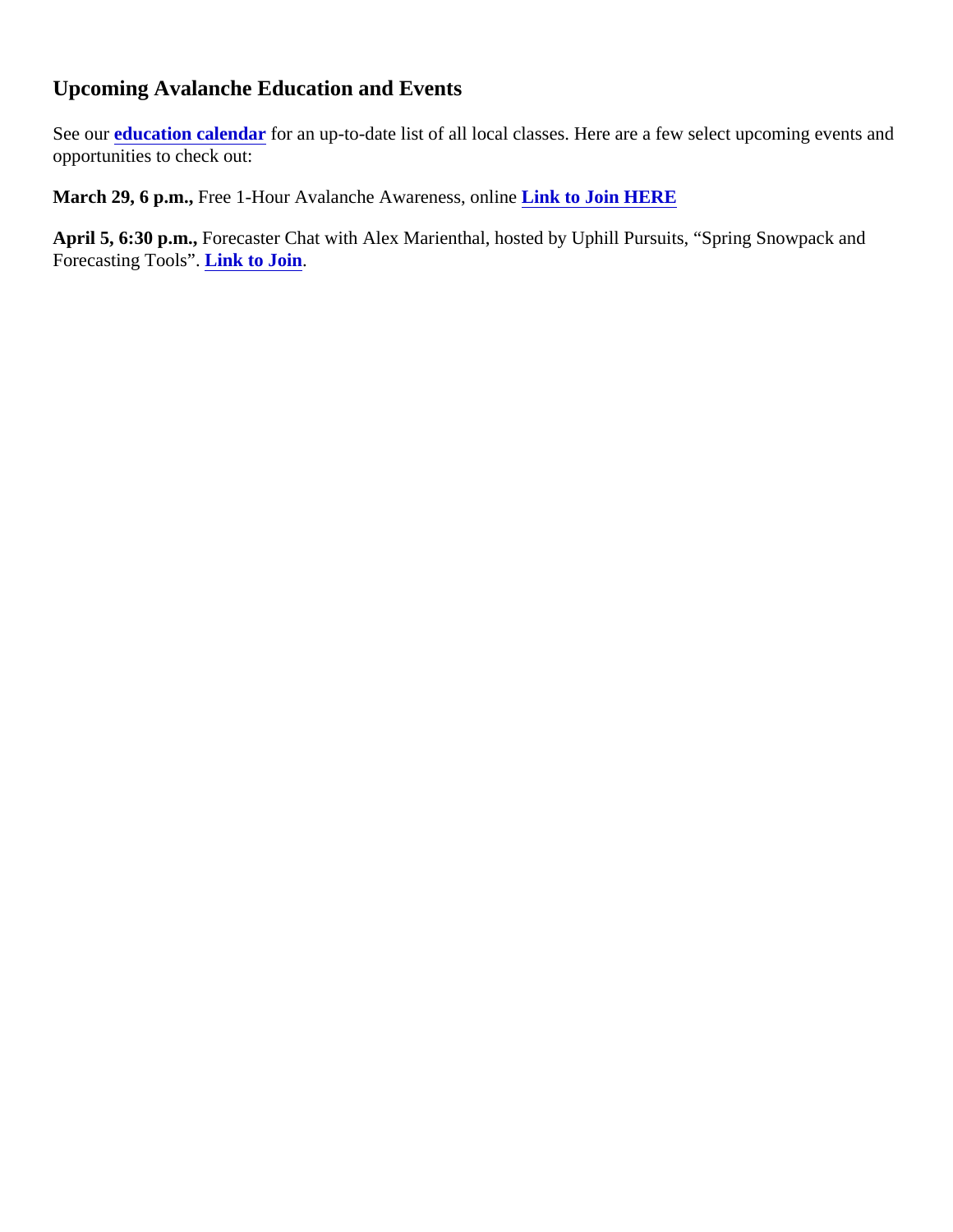## Upcoming Avalanche Education and Events

See our **education calendar** for an up-to-date list of all local classes. Here are a few select upcoming events and opportunities to check out:

**March 29, 6 p.m.,** Free 1-Hour Avalanche Awareness, online **Link to Join HERE**

**April 5, 6:30 p.m.,** Forecaster Chat with Alex Marienthal, hosted by Uphill Pursuits, "Spring Snowpack and Forecasting Tools". **Link to Join**.